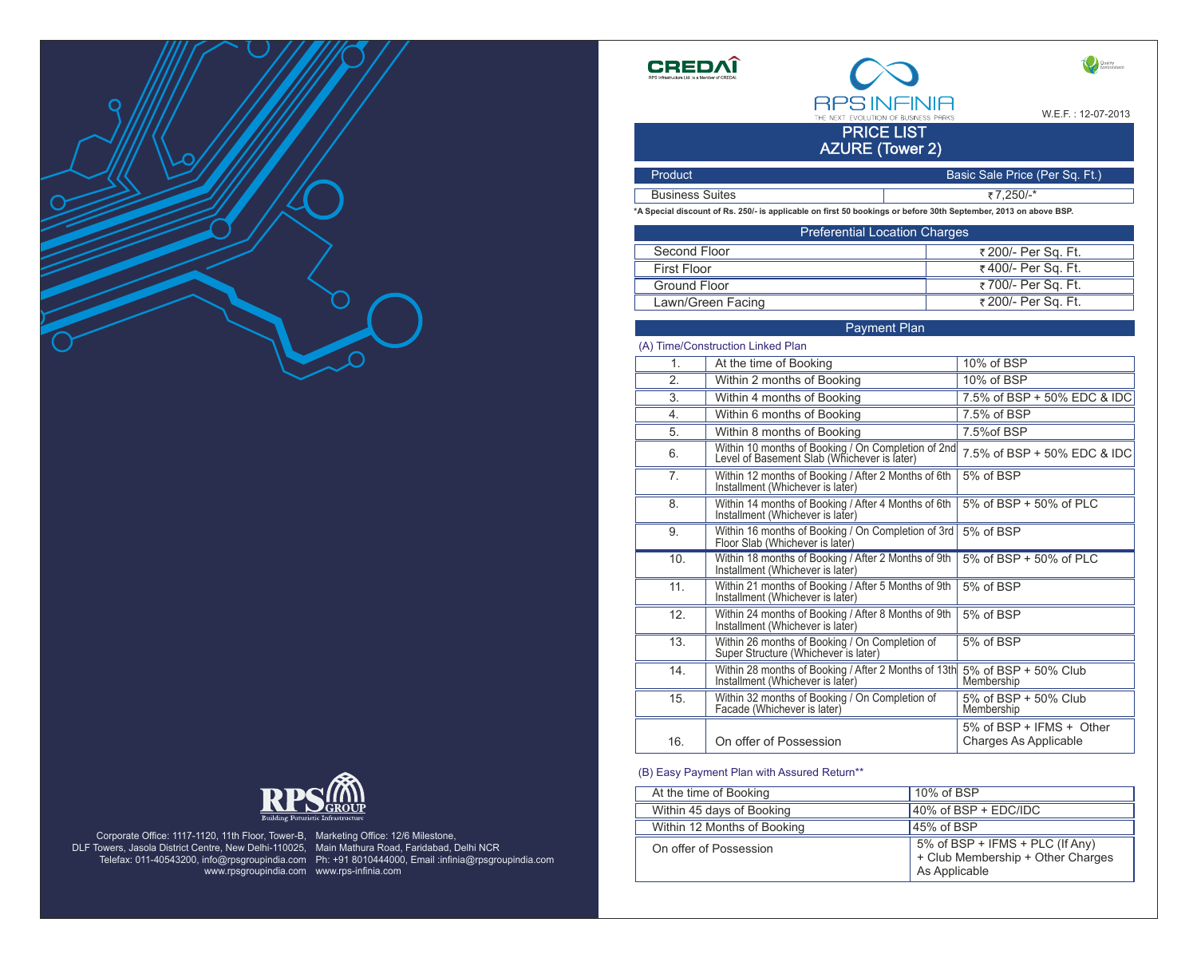CREDAI
RPS Infrastructure Ltd. is a Member of CREDAI.

# RPS INFINIA
THE NEXT EVOLUTION OF BUSINESS PARKS

W.E.F. : 12-07-2013

## PRICE LIST
## AZURE (Tower 2)

| Product | Basic Sale Price (Per Sq. Ft.) |
|---|---|
| Business Suites | ₹7,250/-* |

***A Special discount of Rs. 250/- is applicable on first 50 bookings or before 30th September, 2013 on above BSP.**

| Preferential Location Charges | |
|---|---|
| Second Floor | ₹200/- Per Sq. Ft. |
| First Floor | ₹400/- Per Sq. Ft. |
| Ground Floor | ₹700/- Per Sq. Ft. |
| Lawn/Green Facing | ₹200/- Per Sq. Ft. |

### Payment Plan

(A) Time/Construction Linked Plan

| | | |
|---|---|---|
| 1. | At the time of Booking | 10% of BSP |
| 2. | Within 2 months of Booking | 10% of BSP |
| 3. | Within 4 months of Booking | 7.5% of BSP + 50% EDC & IDC |
| 4. | Within 6 months of Booking | 7.5% of BSP |
| 5. | Within 8 months of Booking | 7.5%of BSP |
| 6. | Within 10 months of Booking / On Completion of 2nd Level of Basement Slab (Whichever is later) | 7.5% of BSP + 50% EDC & IDC |
| 7. | Within 12 months of Booking / After 2 Months of 6th Installment (Whichever is later) | 5% of BSP |
| 8. | Within 14 months of Booking / After 4 Months of 6th Installment (Whichever is later) | 5% of BSP + 50% of PLC |
| 9. | Within 16 months of Booking / On Completion of 3rd Floor Slab (Whichever is later) | 5% of BSP |
| 10. | Within 18 months of Booking / After 2 Months of 9th Installment (Whichever is later) | 5% of BSP + 50% of PLC |
| 11. | Within 21 months of Booking / After 5 Months of 9th Installment (Whichever is later) | 5% of BSP |
| 12. | Within 24 months of Booking / After 8 Months of 9th Installment (Whichever is later) | 5% of BSP |
| 13. | Within 26 months of Booking / On Completion of Super Structure (Whichever is later) | 5% of BSP |
| 14. | Within 28 months of Booking / After 2 Months of 13th Installment (Whichever is later) | 5% of BSP + 50% Club Membership |
| 15. | Within 32 months of Booking / On Completion of Facade (Whichever is later) | 5% of BSP + 50% Club Membership |
| 16. | On offer of Possession | 5% of BSP + IFMS + Other Charges As Applicable |

(B) Easy Payment Plan with Assured Return**

| | |
|---|---|
| At the time of Booking | 10% of BSP |
| Within 45 days of Booking | 40% of BSP + EDC/IDC |
| Within 12 Months of Booking | 45% of BSP |
| On offer of Possession | 5% of BSP + IFMS + PLC (If Any) + Club Membership + Other Charges As Applicable |

RPS GROUP
Building Futuristic Infrastructure

Corporate Office: 1117-1120, 11th Floor, Tower-B, DLF Towers, Jasola District Centre, New Delhi-110025, Telefax: 011-40543200, info@rpsgroupindia.com www.rpsgroupindia.com

Marketing Office: 12/6 Milestone, Main Mathura Road, Faridabad, Delhi NCR Ph: +91 8010444000, Email :infinia@rpsgroupindia.com www.rps-infinia.com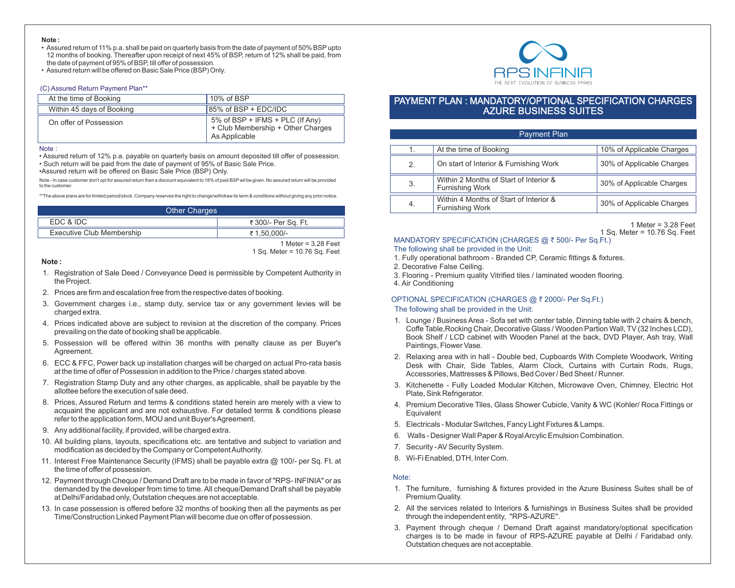**Note :**

- Assured return of 11% p.a. shall be paid on quarterly basis from the date of payment of 50% BSP upto 12 months of booking. Thereafter upon receipt of next 45% of BSP, return of 12% shall be paid, from the date of payment of 95% of BSP, till offer of possession.
- Assured return will be offered on Basic Sale Price (BSP) Only.

(C) Assured Return Payment Plan**

| | |
|---|---|
| At the time of Booking | 10% of BSP |
| Within 45 days of Booking | 85% of BSP + EDC/IDC |
| On offer of Possession | 5% of BSP + IFMS + PLC (If Any) + Club Membership + Other Charges As Applicable |

Note :

- Assured return of 12% p.a. payable on quarterly basis on amount deposited till offer of possession.
- Such return will be paid from the date of payment of 95% of Basic Sale Price.
- Assured return will be offered on Basic Sale Price (BSP) Only.

Note - In case customer don't opt for assured return then a discount equivalent to 18% of paid BSP wil be given. No assured return will be provided to the customer.

**The above plans are for limited period/stock. Company reserves the right to change/withdraw its term & conditions without giving any prior notice.

| Other Charges | |
|---|---|
| EDC & IDC | ₹ 300/- Per Sq. Ft. |
| Executive Club Membership | ₹ 1,50,000/- |

1 Meter = 3.28 Feet
1 Sq. Meter = 10.76 Sq. Feet

**Note :**

1. Registration of Sale Deed / Conveyance Deed is permissible by Competent Authority in the Project.
2. Prices are firm and escalation free from the respective dates of booking.
3. Government charges i.e., stamp duty, service tax or any government levies will be charged extra.
4. Prices indicated above are subject to revision at the discretion of the company. Prices prevailing on the date of booking shall be applicable.
5. Possession will be offered within 36 months with penalty clause as per Buyer's Agreement.
6. ECC & FFC, Power back up installation charges will be charged on actual Pro-rata basis at the time of offer of Possession in addition to the Price / charges stated above.
7. Registration Stamp Duty and any other charges, as applicable, shall be payable by the allottee before the execution of sale deed.
8. Prices, Assured Return and terms & conditions stated herein are merely with a view to acquaint the applicant and are not exhaustive. For detailed terms & conditions please refer to the application form, MOU and unit Buyer's Agreement.
9. Any additional facility, if provided, will be charged extra.
10. All building plans, layouts, specifications etc. are tentative and subject to variation and modification as decided by the Company or Competent Authority.
11. Interest Free Maintenance Security (IFMS) shall be payable extra @ 100/- per Sq. Ft. at the time of offer of possession.
12. Payment through Cheque / Demand Draft are to be made in favor of "RPS- INFINIA" or as demanded by the developer from time to time. All cheque/Demand Draft shall be payable at Delhi/Faridabad only, Outstation cheques are not acceptable.
13. In case possession is offered before 32 months of booking then all the payments as per Time/Construction Linked Payment Plan will become due on offer of possession.

RPS INFINIA
THE NEXT EVOLUTION OF BUSINESS PARKS

## PAYMENT PLAN : MANDATORY/OPTIONAL SPECIFICATION CHARGES AZURE BUSINESS SUITES

Payment Plan

| | | |
|---|---|---|
| 1. | At the time of Booking | 10% of Applicable Charges |
| 2. | On start of Interior & Furnishing Work | 30% of Applicable Charges |
| 3. | Within 2 Months of Start of Interior & Furnishing Work | 30% of Applicable Charges |
| 4. | Within 4 Months of Start of Interior & Furnishing Work | 30% of Applicable Charges |

1 Meter = 3.28 Feet
1 Sq. Meter = 10.76 Sq. Feet

MANDATORY SPECIFICATION (CHARGES @ ₹ 500/- Per Sq.Ft.)

The following shall be provided in the Unit:

1. Fully operational bathroom - Branded CP, Ceramic fittings & fixtures.
2. Decorative False Ceiling.
3. Flooring - Premium quality Vitrified tiles / laminated wooden flooring.
4. Air Conditioning

OPTIONAL SPECIFICATION (CHARGES @ ₹ 2000/- Per Sq.Ft.)

The following shall be provided in the Unit:

1. Lounge / Business Area - Sofa set with center table, Dinning table with 2 chairs & bench, Coffe Table,Rocking Chair, Decorative Glass / Wooden Partion Wall, TV (32 Inches LCD), Book Shelf / LCD cabinet with Wooden Panel at the back, DVD Player, Ash tray, Wall Paintings, Flower Vase.
2. Relaxing area with in hall - Double bed, Cupboards With Complete Woodwork, Writing Desk with Chair, Side Tables, Alarm Clock, Curtains with Curtain Rods, Rugs, Accessories, Mattresses & Pillows, Bed Cover / Bed Sheet / Runner.
3. Kitchenette - Fully Loaded Modular Kitchen, Microwave Oven, Chimney, Electric Hot Plate, Sink Refrigerator.
4. Premium Decorative Tiles, Glass Shower Cubicle, Vanity & WC (Kohler/ Roca Fittings or Equivalent
5. Electricals - Modular Switches, Fancy Light Fixtures & Lamps.
6. Walls - Designer Wall Paper & Royal Acrylic Emulsion Combination.
7. Security - AV Security System.
8. Wi-Fi Enabled, DTH, Inter Com.

Note:

1. The furniture, furnishing & fixtures provided in the Azure Business Suites shall be of Premium Quality.
2. All the services related to Interiors & furnishings in Business Suites shall be provided through the independent entity, "RPS-AZURE".
3. Payment through cheque / Demand Draft against mandatory/optional specification charges is to be made in favour of RPS-AZURE payable at Delhi / Faridabad only. Outstation cheques are not acceptable.